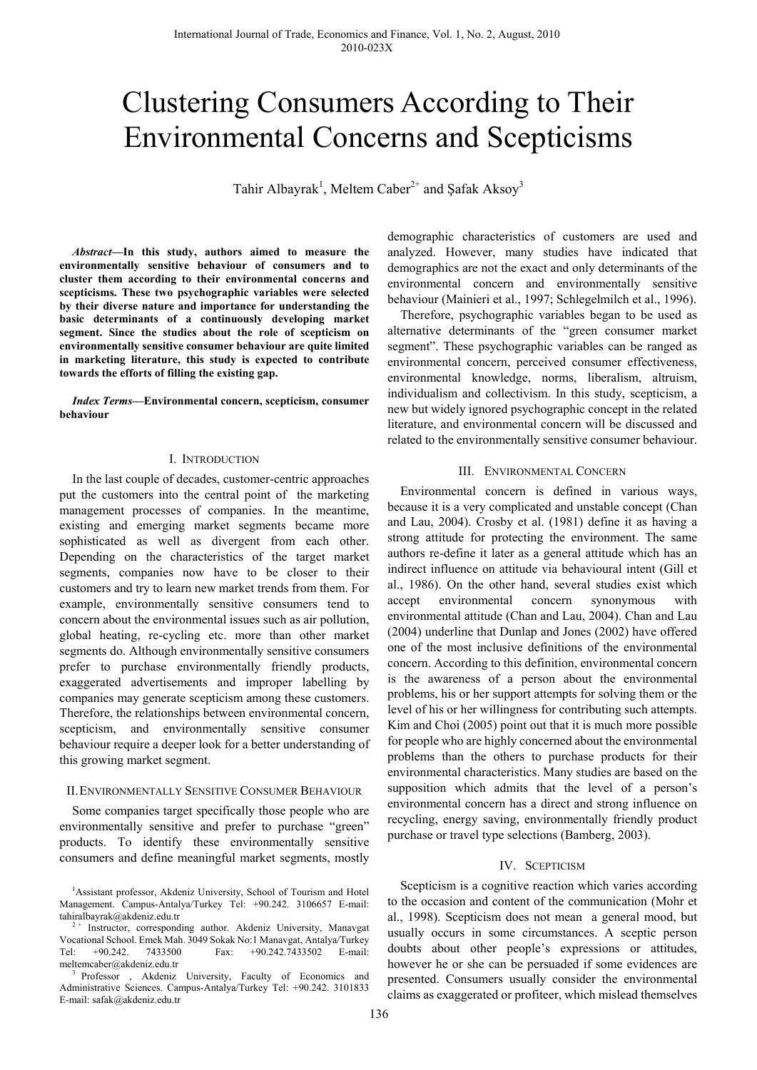# Clustering Consumers According to Their Environmental Concerns and Scepticisms

Tahir Albayrak[1], Meltem Caber[2+] and Şafak Aksoy[3]

***Abstract*—In this study, authors aimed to measure the environmentally sensitive behaviour of consumers and to cluster them according to their environmental concerns and scepticisms. These two psychographic variables were selected by their diverse nature and importance for understanding the basic determinants of a continuously developing market segment. Since the studies about the role of scepticism on environmentally sensitive consumer behaviour are quite limited in marketing literature, this study is expected to contribute towards the efforts of filling the existing gap.**

***Index Terms*—Environmental concern, scepticism, consumer behaviour**

## I. Introduction

In the last couple of decades, customer-centric approaches put the customers into the central point of the marketing management processes of companies. In the meantime, existing and emerging market segments became more sophisticated as well as divergent from each other. Depending on the characteristics of the target market segments, companies now have to be closer to their customers and try to learn new market trends from them. For example, environmentally sensitive consumers tend to concern about the environmental issues such as air pollution, global heating, re-cycling etc. more than other market segments do. Although environmentally sensitive consumers prefer to purchase environmentally friendly products, exaggerated advertisements and improper labelling by companies may generate scepticism among these customers. Therefore, the relationships between environmental concern, scepticism, and environmentally sensitive consumer behaviour require a deeper look for a better understanding of this growing market segment.

## II. Environmentally Sensitive Consumer Behaviour

Some companies target specifically those people who are environmentally sensitive and prefer to purchase "green" products. To identify these environmentally sensitive consumers and define meaningful market segments, mostly demographic characteristics of customers are used and analyzed. However, many studies have indicated that demographics are not the exact and only determinants of the environmental concern and environmentally sensitive behaviour (Mainieri et al., 1997; Schlegelmilch et al., 1996).

Therefore, psychographic variables began to be used as alternative determinants of the "green consumer market segment". These psychographic variables can be ranged as environmental concern, perceived consumer effectiveness, environmental knowledge, norms, liberalism, altruism, individualism and collectivism. In this study, scepticism, a new but widely ignored psychographic concept in the related literature, and environmental concern will be discussed and related to the environmentally sensitive consumer behaviour.

## III. Environmental Concern

Environmental concern is defined in various ways, because it is a very complicated and unstable concept (Chan and Lau, 2004). Crosby et al. (1981) define it as having a strong attitude for protecting the environment. The same authors re-define it later as a general attitude which has an indirect influence on attitude via behavioural intent (Gill et al., 1986). On the other hand, several studies exist which accept environmental concern synonymous with environmental attitude (Chan and Lau, 2004). Chan and Lau (2004) underline that Dunlap and Jones (2002) have offered one of the most inclusive definitions of the environmental concern. According to this definition, environmental concern is the awareness of a person about the environmental problems, his or her support attempts for solving them or the level of his or her willingness for contributing such attempts. Kim and Choi (2005) point out that it is much more possible for people who are highly concerned about the environmental problems than the others to purchase products for their environmental characteristics. Many studies are based on the supposition which admits that the level of a person's environmental concern has a direct and strong influence on recycling, energy saving, environmentally friendly product purchase or travel type selections (Bamberg, 2003).

## IV. Scepticism

Scepticism is a cognitive reaction which varies according to the occasion and content of the communication (Mohr et al., 1998). Scepticism does not mean a general mood, but usually occurs in some circumstances. A sceptic person doubts about other people's expressions or attitudes, however he or she can be persuaded if some evidences are presented. Consumers usually consider the environmental claims as exaggerated or profiteer, which mislead themselves

---

[1] Assistant professor, Akdeniz University, School of Tourism and Hotel Management. Campus-Antalya/Turkey Tel: +90.242. 3106657 E-mail: tahiralbayrak@akdeniz.edu.tr

[2+] Instructor, corresponding author. Akdeniz University, Manavgat Vocational School. Emek Mah. 3049 Sokak No:1 Manavgat, Antalya/Turkey Tel: +90.242. 7433500 Fax: +90.242.7433502 E-mail: meltemcaber@akdeniz.edu.tr

[3] Professor , Akdeniz University, Faculty of Economics and Administrative Sciences. Campus-Antalya/Turkey Tel: +90.242. 3101833 E-mail: safak@akdeniz.edu.tr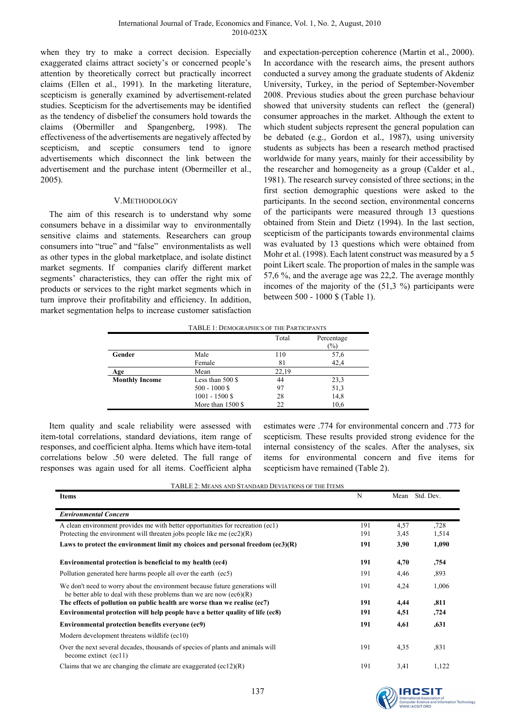when they try to make a correct decision. Especially exaggerated claims attract society's or concerned people's attention by theoretically correct but practically incorrect claims (Ellen et al., 1991). In the marketing literature, scepticism is generally examined by advertisement-related studies. Scepticism for the advertisements may be identified as the tendency of disbelief the consumers hold towards the claims (Obermiller and Spangenberg, 1998). The effectiveness of the advertisements are negatively affected by scepticism, and sceptic consumers tend to ignore advertisements which disconnect the link between the advertisement and the purchase intent (Obermeiller et al., 2005).

## V. METHODOLOGY

The aim of this research is to understand why some consumers behave in a dissimilar way to environmentally sensitive claims and statements. Researchers can group consumers into "true" and "false" environmentalists as well as other types in the global marketplace, and isolate distinct market segments. If companies clarify different market segments' characteristics, they can offer the right mix of products or services to the right market segments which in turn improve their profitability and efficiency. In addition, market segmentation helps to increase customer satisfaction and expectation-perception coherence (Martin et al., 2000). In accordance with the research aims, the present authors conducted a survey among the graduate students of Akdeniz University, Turkey, in the period of September-November 2008. Previous studies about the green purchase behaviour showed that university students can reflect the (general) consumer approaches in the market. Although the extent to which student subjects represent the general population can be debated (e.g., Gordon et al., 1987), using university students as subjects has been a research method practised worldwide for many years, mainly for their accessibility by the researcher and homogeneity as a group (Calder et al., 1981). The research survey consisted of three sections; in the first section demographic questions were asked to the participants. In the second section, environmental concerns of the participants were measured through 13 questions obtained from Stein and Dietz (1994). In the last section, scepticism of the participants towards environmental claims was evaluated by 13 questions which were obtained from Mohr et al. (1998). Each latent construct was measured by a 5 point Likert scale. The proportion of males in the sample was 57,6 %, and the average age was 22,2. The average monthly incomes of the majority of the (51,3 %) participants were between 500 - 1000 $ (Table 1).

TABLE 1: DEMOGRAPHICS OF THE PARTICIPANTS

| | | Total | Percentage (%) |
|---|---|---|---|
| **Gender** | Male | 110 | 57,6 |
| | Female | 81 | 42,4 |
| **Age** | Mean | 22,19 | |
| **Monthly Income** | Less than 500 $ | 44 | 23,3 |
| | 500 - 1000 $ | 97 | 51,3 |
| | 1001 - 1500 $ | 28 | 14,8 |
| | More than 1500 $ | 22 | 10,6 |

Item quality and scale reliability were assessed with item-total correlations, standard deviations, item range of responses, and coefficient alpha. Items which have item-total correlations below .50 were deleted. The full range of responses was again used for all items. Coefficient alpha estimates were .774 for environmental concern and .773 for scepticism. These results provided strong evidence for the internal consistency of the scales. After the analyses, six items for environmental concern and five items for scepticism have remained (Table 2).

TABLE 2: MEANS AND STANDARD DEVIATIONS OF THE ITEMS

| Items | N | Mean | Std. Dev. |
|---|---|---|---|
| ***Environmental Concern*** | | | |
| A clean environment provides me with better opportunities for recreation (ec1) | 191 | 4,57 | ,728 |
| Protecting the environment will threaten jobs people like me (ec2)(R) | 191 | 3,45 | 1,514 |
| **Laws to protect the environment limit my choices and personal freedom (ec3)(R)** | **191** | **3,90** | **1,090** |
| **Environmental protection is beneficial to my health (ec4)** | **191** | **4,70** | **,754** |
| Pollution generated here harms people all over the earth (ec5) | 191 | 4,46 | ,893 |
| We don't need to worry about the environment because future generations will be better able to deal with these problems than we are now (ec6)(R) | 191 | 4,24 | 1,006 |
| **The effects of pollution on public health are worse than we realise (ec7)** | **191** | **4,44** | **,811** |
| **Environmental protection will help people have a better quality of life (ec8)** | **191** | **4,51** | **,724** |
| **Environmental protection benefits everyone (ec9)** | **191** | **4,61** | **,631** |
| Modern development threatens wildlife (ec10) | | | |
| Over the next several decades, thousands of species of plants and animals will become extinct (ec11) | 191 | 4,35 | ,831 |
| Claims that we are changing the climate are exaggerated (ec12)(R) | 191 | 3,41 | 1,122 |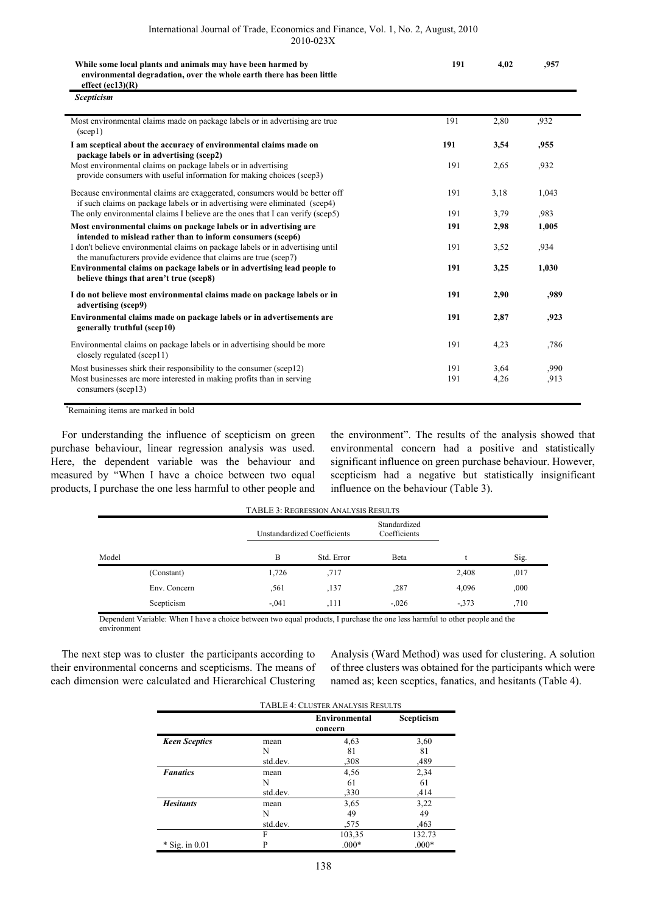| | | | |
|---|---|---|---|
| **While some local plants and animals may have been harmed by environmental degradation, over the whole earth there has been little effect (ec13)(R)** | **191** | **4,02** | **,957** |
| ***Scepticism*** | | | |
| Most environmental claims made on package labels or in advertising are true (scep1) | 191 | 2,80 | ,932 |
| **I am sceptical about the accuracy of environmental claims made on package labels or in advertising (scep2)** | **191** | **3,54** | **,955** |
| Most environmental claims on package labels or in advertising provide consumers with useful information for making choices (scep3) | 191 | 2,65 | ,932 |
| Because environmental claims are exaggerated, consumers would be better off if such claims on package labels or in advertising were eliminated (scep4) | 191 | 3,18 | 1,043 |
| The only environmental claims I believe are the ones that I can verify (scep5) | 191 | 3,79 | ,983 |
| **Most environmental claims on package labels or in advertising are intended to mislead rather than to inform consumers (scep6)** | **191** | **2,98** | **1,005** |
| I don't believe environmental claims on package labels or in advertising until the manufacturers provide evidence that claims are true (scep7) | 191 | 3,52 | ,934 |
| **Environmental claims on package labels or in advertising lead people to believe things that aren't true (scep8)** | **191** | **3,25** | **1,030** |
| **I do not believe most environmental claims made on package labels or in advertising (scep9)** | **191** | **2,90** | **,989** |
| **Environmental claims made on package labels or in advertisements are generally truthful (scep10)** | **191** | **2,87** | **,923** |
| Environmental claims on package labels or in advertising should be more closely regulated (scep11) | 191 | 4,23 | ,786 |
| Most businesses shirk their responsibility to the consumer (scep12) | 191 | 3,64 | ,990 |
| Most businesses are more interested in making profits than in serving consumers (scep13) | 191 | 4,26 | ,913 |

*Remaining items are marked in bold

For understanding the influence of scepticism on green purchase behaviour, linear regression analysis was used. Here, the dependent variable was the behaviour and measured by "When I have a choice between two equal products, I purchase the one less harmful to other people and the environment". The results of the analysis showed that environmental concern had a positive and statistically significant influence on green purchase behaviour. However, scepticism had a negative but statistically insignificant influence on the behaviour (Table 3).

TABLE 3: REGRESSION ANALYSIS RESULTS

| Model | | Unstandardized Coefficients | | Standardized Coefficients | | |
|---|---|---|---|---|---|---|
| | | B | Std. Error | Beta | t | Sig. |
| | (Constant) | 1,726 | ,717 | | 2,408 | ,017 |
| | Env. Concern | ,561 | ,137 | ,287 | 4,096 | ,000 |
| | Scepticism | -,041 | ,111 | -,026 | -,373 | ,710 |

Dependent Variable: When I have a choice between two equal products, I purchase the one less harmful to other people and the environment

The next step was to cluster the participants according to their environmental concerns and scepticisms. The means of each dimension were calculated and Hierarchical Clustering Analysis (Ward Method) was used for clustering. A solution of three clusters was obtained for the participants which were named as; keen sceptics, fanatics, and hesitants (Table 4).

TABLE 4: CLUSTER ANALYSIS RESULTS

| | | **Environmental concern** | **Scepticism** |
|---|---|---|---|
| ***Keen Sceptics*** | mean | 4,63 | 3,60 |
| | N | 81 | 81 |
| | std.dev. | ,308 | ,489 |
| ***Fanatics*** | mean | 4,56 | 2,34 |
| | N | 61 | 61 |
| | std.dev. | ,330 | ,414 |
| ***Hesitants*** | mean | 3,65 | 3,22 |
| | N | 49 | 49 |
| | std.dev. | ,575 | ,463 |
| | F | 103,35 | 132.73 |
| * Sig. in 0.01 | P | .000* | .000* |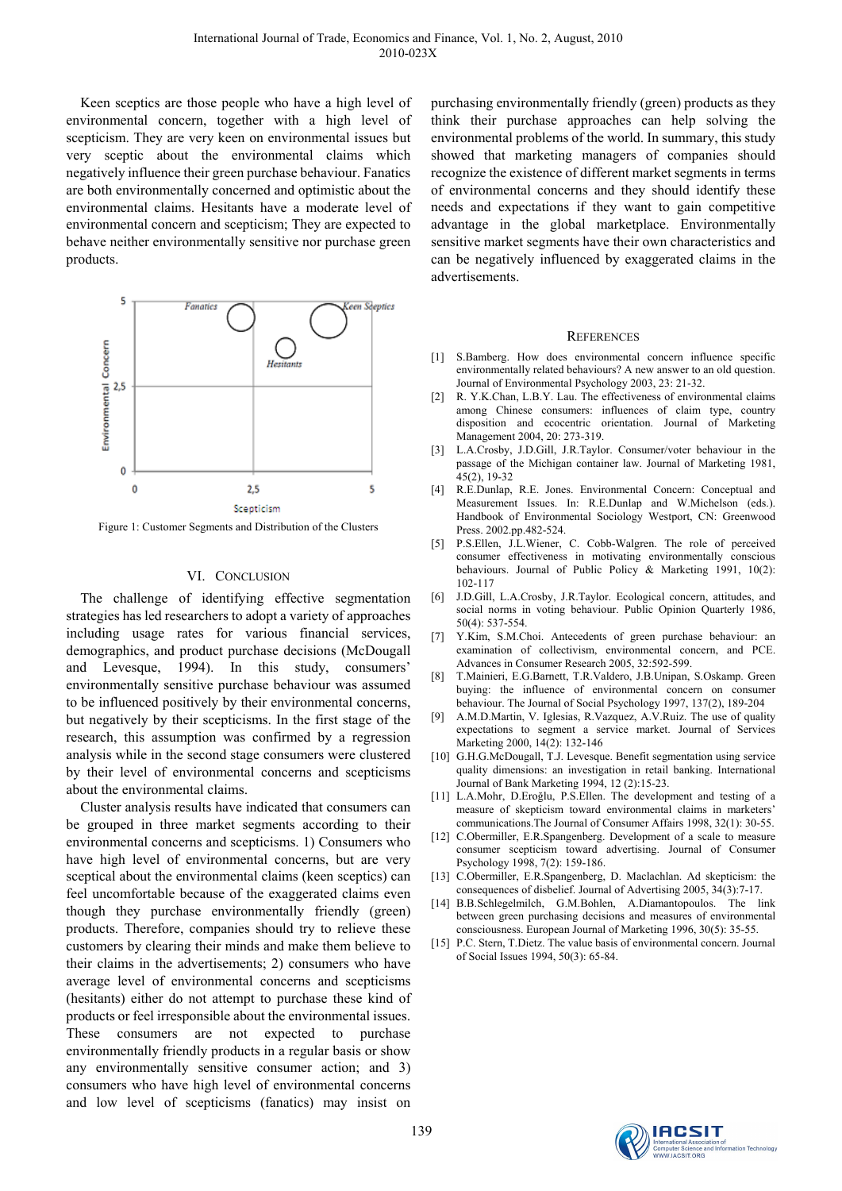Keen sceptics are those people who have a high level of environmental concern, together with a high level of scepticism. They are very keen on environmental issues but very sceptic about the environmental claims which negatively influence their green purchase behaviour. Fanatics are both environmentally concerned and optimistic about the environmental claims. Hesitants have a moderate level of environmental concern and scepticism; They are expected to behave neither environmentally sensitive nor purchase green products.

Fanatics
Keen Sceptics
Hesitants
Environmental Concern
5
2,5
0
0
2,5
5
Scepticism

Figure 1: Customer Segments and Distribution of the Clusters

## VI. Conclusion

The challenge of identifying effective segmentation strategies has led researchers to adopt a variety of approaches including usage rates for various financial services, demographics, and product purchase decisions (McDougall and Levesque, 1994). In this study, consumers' environmentally sensitive purchase behaviour was assumed to be influenced positively by their environmental concerns, but negatively by their scepticisms. In the first stage of the research, this assumption was confirmed by a regression analysis while in the second stage consumers were clustered by their level of environmental concerns and scepticisms about the environmental claims.

Cluster analysis results have indicated that consumers can be grouped in three market segments according to their environmental concerns and scepticisms. 1) Consumers who have high level of environmental concerns, but are very sceptical about the environmental claims (keen sceptics) can feel uncomfortable because of the exaggerated claims even though they purchase environmentally friendly (green) products. Therefore, companies should try to relieve these customers by clearing their minds and make them believe to their claims in the advertisements; 2) consumers who have average level of environmental concerns and scepticisms (hesitants) either do not attempt to purchase these kind of products or feel irresponsible about the environmental issues. These consumers are not expected to purchase environmentally friendly products in a regular basis or show any environmentally sensitive consumer action; and 3) consumers who have high level of environmental concerns and low level of scepticisms (fanatics) may insist on purchasing environmentally friendly (green) products as they think their purchase approaches can help solving the environmental problems of the world. In summary, this study showed that marketing managers of companies should recognize the existence of different market segments in terms of environmental concerns and they should identify these needs and expectations if they want to gain competitive advantage in the global marketplace. Environmentally sensitive market segments have their own characteristics and can be negatively influenced by exaggerated claims in the advertisements.

## References

[1] S.Bamberg. How does environmental concern influence specific environmentally related behaviours? A new answer to an old question. Journal of Environmental Psychology 2003, 23: 21-32.

[2] R. Y.K.Chan, L.B.Y. Lau. The effectiveness of environmental claims among Chinese consumers: influences of claim type, country disposition and ecocentric orientation. Journal of Marketing Management 2004, 20: 273-319.

[3] L.A.Crosby, J.D.Gill, J.R.Taylor. Consumer/voter behaviour in the passage of the Michigan container law. Journal of Marketing 1981, 45(2), 19-32

[4] R.E.Dunlap, R.E. Jones. Environmental Concern: Conceptual and Measurement Issues. In: R.E.Dunlap and W.Michelson (eds.). Handbook of Environmental Sociology Westport, CN: Greenwood Press. 2002.pp.482-524.

[5] P.S.Ellen, J.L.Wiener, C. Cobb-Walgren. The role of perceived consumer effectiveness in motivating environmentally conscious behaviours. Journal of Public Policy & Marketing 1991, 10(2): 102-117

[6] J.D.Gill, L.A.Crosby, J.R.Taylor. Ecological concern, attitudes, and social norms in voting behaviour. Public Opinion Quarterly 1986, 50(4): 537-554.

[7] Y.Kim, S.M.Choi. Antecedents of green purchase behaviour: an examination of collectivism, environmental concern, and PCE. Advances in Consumer Research 2005, 32:592-599.

[8] T.Mainieri, E.G.Barnett, T.R.Valdero, J.B.Unipan, S.Oskamp. Green buying: the influence of environmental concern on consumer behaviour. The Journal of Social Psychology 1997, 137(2), 189-204

[9] A.M.D.Martin, V. Iglesias, R.Vazquez, A.V.Ruiz. The use of quality expectations to segment a service market. Journal of Services Marketing 2000, 14(2): 132-146

[10] G.H.G.McDougall, T.J. Levesque. Benefit segmentation using service quality dimensions: an investigation in retail banking. International Journal of Bank Marketing 1994, 12 (2):15-23.

[11] L.A.Mohr, D.Eroğlu, P.S.Ellen. The development and testing of a measure of skepticism toward environmental claims in marketers' communications.The Journal of Consumer Affairs 1998, 32(1): 30-55.

[12] C.Obermiller, E.R.Spangenberg. Development of a scale to measure consumer scepticism toward advertising. Journal of Consumer Psychology 1998, 7(2): 159-186.

[13] C.Obermiller, E.R.Spangenberg, D. Maclachlan. Ad skepticism: the consequences of disbelief. Journal of Advertising 2005, 34(3):7-17.

[14] B.B.Schlegelmilch, G.M.Bohlen, A.Diamantopoulos. The link between green purchasing decisions and measures of environmental consciousness. European Journal of Marketing 1996, 30(5): 35-55.

[15] P.C. Stern, T.Dietz. The value basis of environmental concern. Journal of Social Issues 1994, 50(3): 65-84.